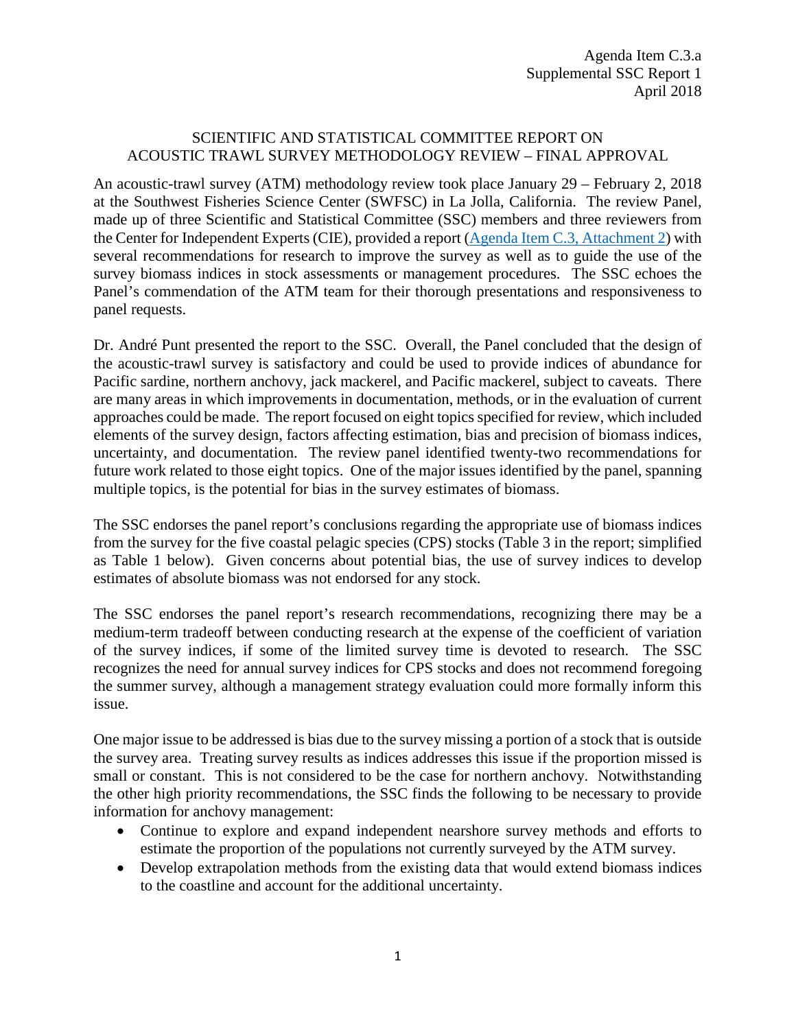Agenda Item C.3.a
Supplemental SSC Report 1
April 2018

# SCIENTIFIC AND STATISTICAL COMMITTEE REPORT ON ACOUSTIC TRAWL SURVEY METHODOLOGY REVIEW – FINAL APPROVAL

An acoustic-trawl survey (ATM) methodology review took place January 29 – February 2, 2018 at the Southwest Fisheries Science Center (SWFSC) in La Jolla, California. The review Panel, made up of three Scientific and Statistical Committee (SSC) members and three reviewers from the Center for Independent Experts (CIE), provided a report (Agenda Item C.3, Attachment 2) with several recommendations for research to improve the survey as well as to guide the use of the survey biomass indices in stock assessments or management procedures. The SSC echoes the Panel's commendation of the ATM team for their thorough presentations and responsiveness to panel requests.

Dr. André Punt presented the report to the SSC. Overall, the Panel concluded that the design of the acoustic-trawl survey is satisfactory and could be used to provide indices of abundance for Pacific sardine, northern anchovy, jack mackerel, and Pacific mackerel, subject to caveats. There are many areas in which improvements in documentation, methods, or in the evaluation of current approaches could be made. The report focused on eight topics specified for review, which included elements of the survey design, factors affecting estimation, bias and precision of biomass indices, uncertainty, and documentation. The review panel identified twenty-two recommendations for future work related to those eight topics. One of the major issues identified by the panel, spanning multiple topics, is the potential for bias in the survey estimates of biomass.

The SSC endorses the panel report's conclusions regarding the appropriate use of biomass indices from the survey for the five coastal pelagic species (CPS) stocks (Table 3 in the report; simplified as Table 1 below). Given concerns about potential bias, the use of survey indices to develop estimates of absolute biomass was not endorsed for any stock.

The SSC endorses the panel report's research recommendations, recognizing there may be a medium-term tradeoff between conducting research at the expense of the coefficient of variation of the survey indices, if some of the limited survey time is devoted to research. The SSC recognizes the need for annual survey indices for CPS stocks and does not recommend foregoing the summer survey, although a management strategy evaluation could more formally inform this issue.

One major issue to be addressed is bias due to the survey missing a portion of a stock that is outside the survey area. Treating survey results as indices addresses this issue if the proportion missed is small or constant. This is not considered to be the case for northern anchovy. Notwithstanding the other high priority recommendations, the SSC finds the following to be necessary to provide information for anchovy management:

- Continue to explore and expand independent nearshore survey methods and efforts to estimate the proportion of the populations not currently surveyed by the ATM survey.
- Develop extrapolation methods from the existing data that would extend biomass indices to the coastline and account for the additional uncertainty.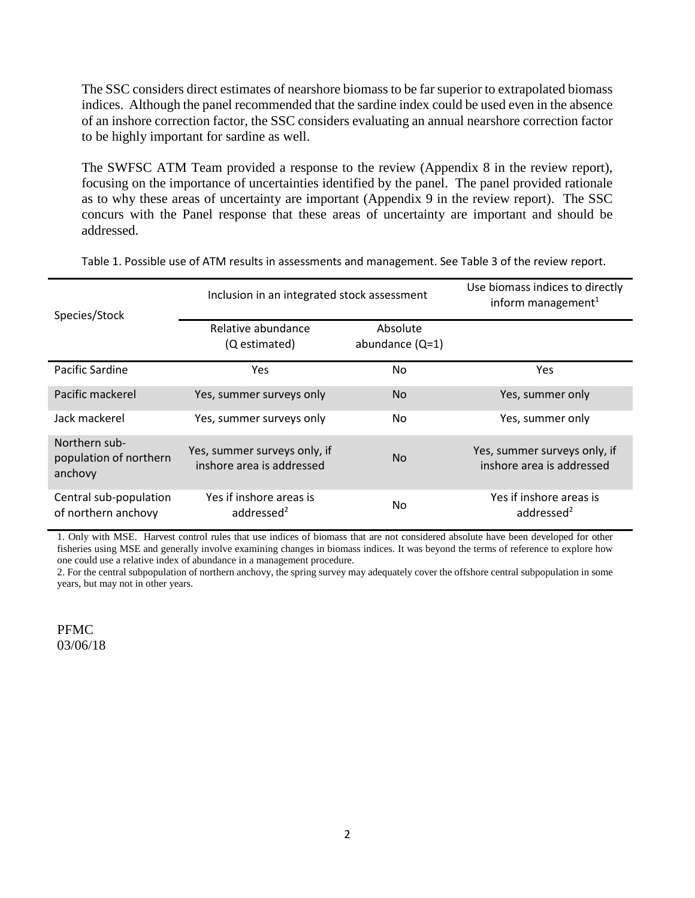The SSC considers direct estimates of nearshore biomass to be far superior to extrapolated biomass indices. Although the panel recommended that the sardine index could be used even in the absence of an inshore correction factor, the SSC considers evaluating an annual nearshore correction factor to be highly important for sardine as well.

The SWFSC ATM Team provided a response to the review (Appendix 8 in the review report), focusing on the importance of uncertainties identified by the panel. The panel provided rationale as to why these areas of uncertainty are important (Appendix 9 in the review report). The SSC concurs with the Panel response that these areas of uncertainty are important and should be addressed.

Table 1. Possible use of ATM results in assessments and management. See Table 3 of the review report.

| Species/Stock | Inclusion in an integrated stock assessment | | Use biomass indices to directly inform management[1] |
|---|---|---|---|
| | Relative abundance (Q estimated) | Absolute abundance (Q=1) | |
| Pacific Sardine | Yes | No | Yes |
| Pacific mackerel | Yes, summer surveys only | No | Yes, summer only |
| Jack mackerel | Yes, summer surveys only | No | Yes, summer only |
| Northern sub-population of northern anchovy | Yes, summer surveys only, if inshore area is addressed | No | Yes, summer surveys only, if inshore area is addressed |
| Central sub-population of northern anchovy | Yes if inshore areas is addressed[2] | No | Yes if inshore areas is addressed[2] |

1. Only with MSE. Harvest control rules that use indices of biomass that are not considered absolute have been developed for other fisheries using MSE and generally involve examining changes in biomass indices. It was beyond the terms of reference to explore how one could use a relative index of abundance in a management procedure.

2. For the central subpopulation of northern anchovy, the spring survey may adequately cover the offshore central subpopulation in some years, but may not in other years.

PFMC
03/06/18